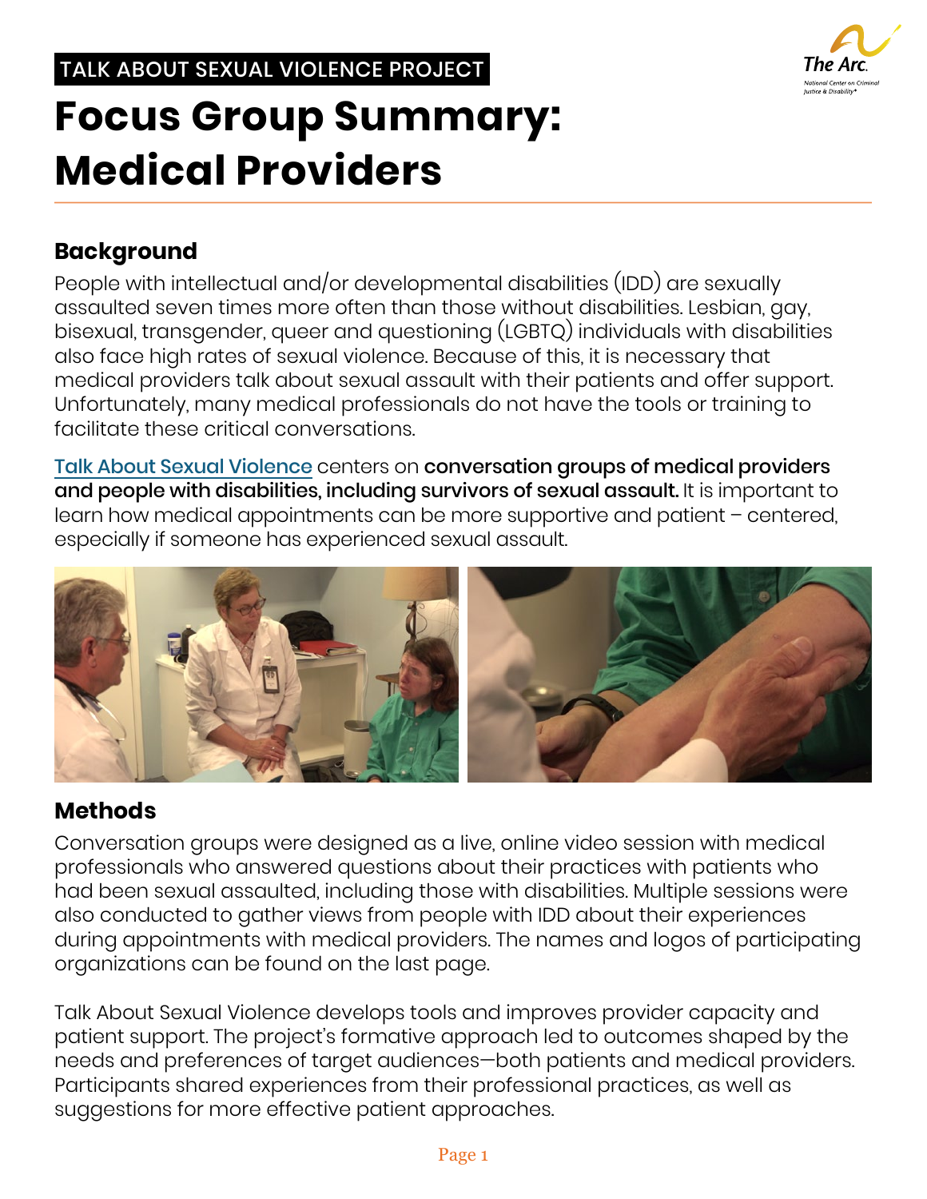TALK ABOUT SEXUAL VIOLENCE PROJECT

# Focus Group Summary: Medical Providers

## Background

People with intellectual and/or developmental disabilities (IDD) are sexually assaulted seven times more often than those without disabilities. Lesbian, gay, bisexual, transgender, queer and questioning (LGBTQ) individuals with disabilities also face high rates of sexual violence. Because of this, it is necessary that medical providers talk about sexual assault with their patients and offer support. Unfortunately, many medical professionals do not have the tools or training to facilitate these critical conversations.

Talk About Sexual Violence centers on **conversation groups of medical providers and people with disabilities, including survivors of sexual assault.** It is important to learn how medical appointments can be more supportive and patient – centered, especially if someone has experienced sexual assault.

## Methods

Conversation groups were designed as a live, online video session with medical professionals who answered questions about their practices with patients who had been sexual assaulted, including those with disabilities. Multiple sessions were also conducted to gather views from people with IDD about their experiences during appointments with medical providers. The names and logos of participating organizations can be found on the last page.

Talk About Sexual Violence develops tools and improves provider capacity and patient support. The project's formative approach led to outcomes shaped by the needs and preferences of target audiences—both patients and medical providers. Participants shared experiences from their professional practices, as well as suggestions for more effective patient approaches.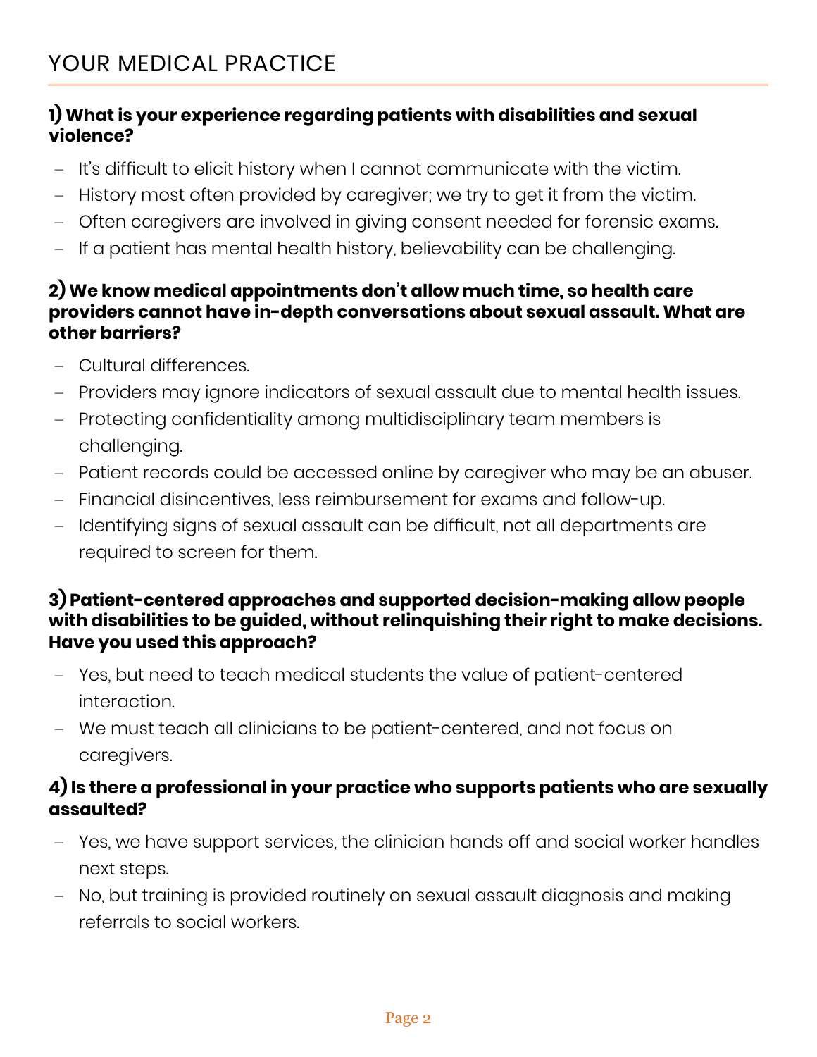# YOUR MEDICAL PRACTICE

### 1) What is your experience regarding patients with disabilities and sexual violence?

- It's difficult to elicit history when I cannot communicate with the victim.
- History most often provided by caregiver; we try to get it from the victim.
- Often caregivers are involved in giving consent needed for forensic exams.
- If a patient has mental health history, believability can be challenging.

### 2) We know medical appointments don't allow much time, so health care providers cannot have in-depth conversations about sexual assault. What are other barriers?

- Cultural differences.
- Providers may ignore indicators of sexual assault due to mental health issues.
- Protecting confidentiality among multidisciplinary team members is challenging.
- Patient records could be accessed online by caregiver who may be an abuser.
- Financial disincentives, less reimbursement for exams and follow-up.
- Identifying signs of sexual assault can be difficult, not all departments are required to screen for them.

### 3) Patient-centered approaches and supported decision-making allow people with disabilities to be guided, without relinquishing their right to make decisions. Have you used this approach?

- Yes, but need to teach medical students the value of patient-centered interaction.
- We must teach all clinicians to be patient-centered, and not focus on caregivers.

### 4) Is there a professional in your practice who supports patients who are sexually assaulted?

- Yes, we have support services, the clinician hands off and social worker handles next steps.
- No, but training is provided routinely on sexual assault diagnosis and making referrals to social workers.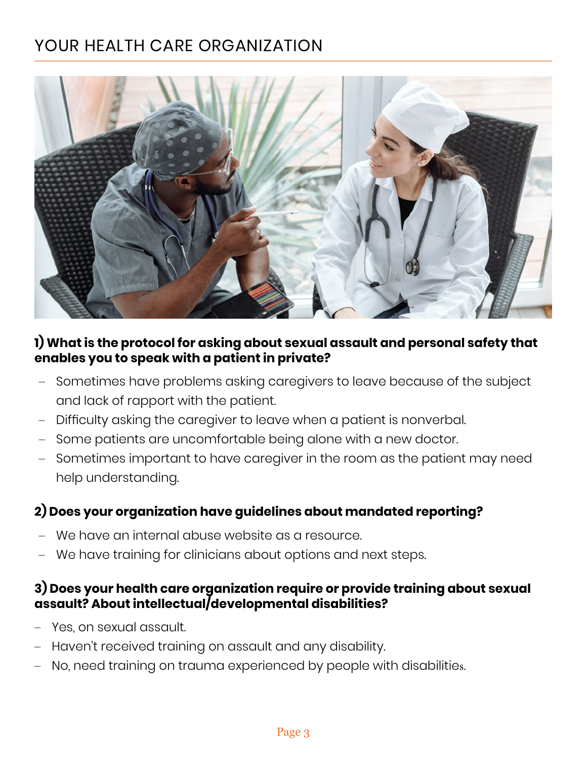# YOUR HEALTH CARE ORGANIZATION

### 1) What is the protocol for asking about sexual assault and personal safety that enables you to speak with a patient in private?

- Sometimes have problems asking caregivers to leave because of the subject and lack of rapport with the patient.
- Difficulty asking the caregiver to leave when a patient is nonverbal.
- Some patients are uncomfortable being alone with a new doctor.
- Sometimes important to have caregiver in the room as the patient may need help understanding.

### 2) Does your organization have guidelines about mandated reporting?

- We have an internal abuse website as a resource.
- We have training for clinicians about options and next steps.

### 3) Does your health care organization require or provide training about sexual assault? About intellectual/developmental disabilities?

- Yes, on sexual assault.
- Haven't received training on assault and any disability.
- No, need training on trauma experienced by people with disabilities.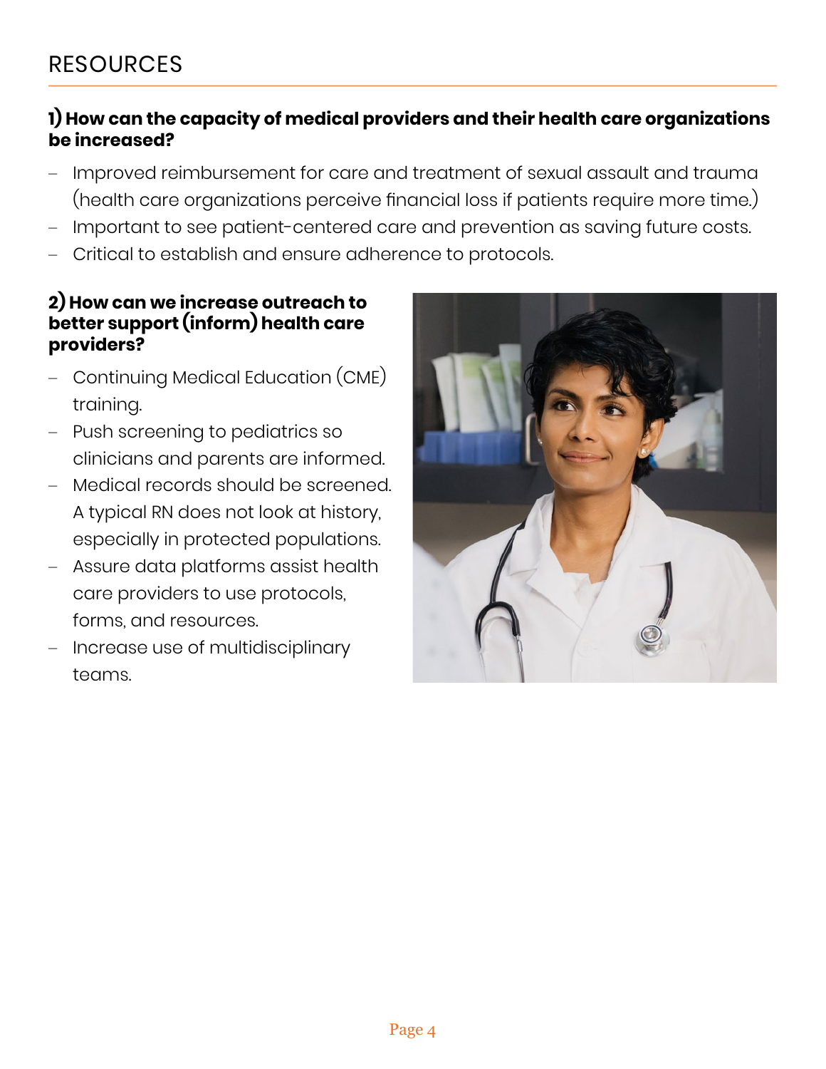# RESOURCES

### 1) How can the capacity of medical providers and their health care organizations be increased?

- Improved reimbursement for care and treatment of sexual assault and trauma (health care organizations perceive financial loss if patients require more time.)
- Important to see patient-centered care and prevention as saving future costs.
- Critical to establish and ensure adherence to protocols.

### 2) How can we increase outreach to better support (inform) health care providers?

- Continuing Medical Education (CME) training.
- Push screening to pediatrics so clinicians and parents are informed.
- Medical records should be screened. A typical RN does not look at history, especially in protected populations.
- Assure data platforms assist health care providers to use protocols, forms, and resources.
- Increase use of multidisciplinary teams.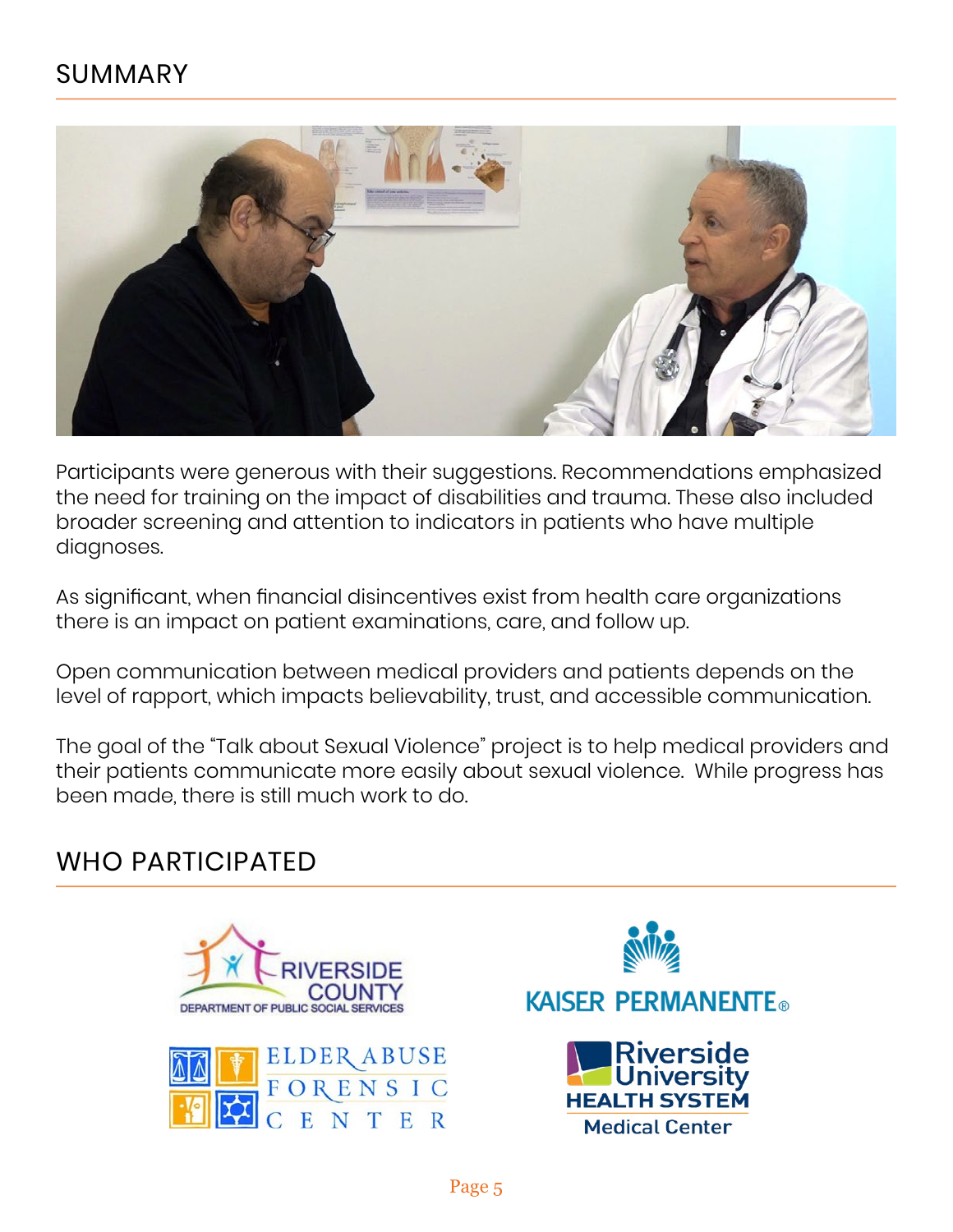## SUMMARY

Participants were generous with their suggestions. Recommendations emphasized the need for training on the impact of disabilities and trauma. These also included broader screening and attention to indicators in patients who have multiple diagnoses.

As significant, when financial disincentives exist from health care organizations there is an impact on patient examinations, care, and follow up.

Open communication between medical providers and patients depends on the level of rapport, which impacts believability, trust, and accessible communication.

The goal of the "Talk about Sexual Violence" project is to help medical providers and their patients communicate more easily about sexual violence. While progress has been made, there is still much work to do.

## WHO PARTICIPATED

Riverside County Department of Public Social Services

Kaiser Permanente

Elder Abuse Forensic Center

Riverside University Health System Medical Center